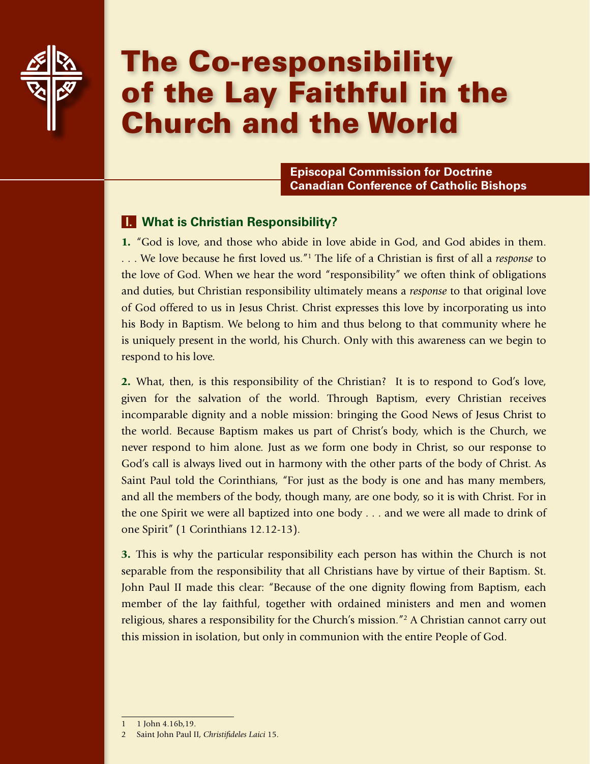# The Co-responsibility of the Lay Faithful in the Church and the World

**Episcopal Commission for Doctrine**
**Canadian Conference of Catholic Bishops**

## I. What is Christian Responsibility?

**1.** "God is love, and those who abide in love abide in God, and God abides in them. . . . We love because he first loved us."[1] The life of a Christian is first of all a *response* to the love of God. When we hear the word "responsibility" we often think of obligations and duties, but Christian responsibility ultimately means a *response* to that original love of God offered to us in Jesus Christ. Christ expresses this love by incorporating us into his Body in Baptism. We belong to him and thus belong to that community where he is uniquely present in the world, his Church. Only with this awareness can we begin to respond to his love.

**2.** What, then, is this responsibility of the Christian? It is to respond to God's love, given for the salvation of the world. Through Baptism, every Christian receives incomparable dignity and a noble mission: bringing the Good News of Jesus Christ to the world. Because Baptism makes us part of Christ's body, which is the Church, we never respond to him alone. Just as we form one body in Christ, so our response to God's call is always lived out in harmony with the other parts of the body of Christ. As Saint Paul told the Corinthians, "For just as the body is one and has many members, and all the members of the body, though many, are one body, so it is with Christ. For in the one Spirit we were all baptized into one body . . . and we were all made to drink of one Spirit" (1 Corinthians 12.12-13).

**3.** This is why the particular responsibility each person has within the Church is not separable from the responsibility that all Christians have by virtue of their Baptism. St. John Paul II made this clear: "Because of the one dignity flowing from Baptism, each member of the lay faithful, together with ordained ministers and men and women religious, shares a responsibility for the Church's mission."[2] A Christian cannot carry out this mission in isolation, but only in communion with the entire People of God.

---

1 1 John 4.16b,19.

2 Saint John Paul II, *Christifideles Laici* 15.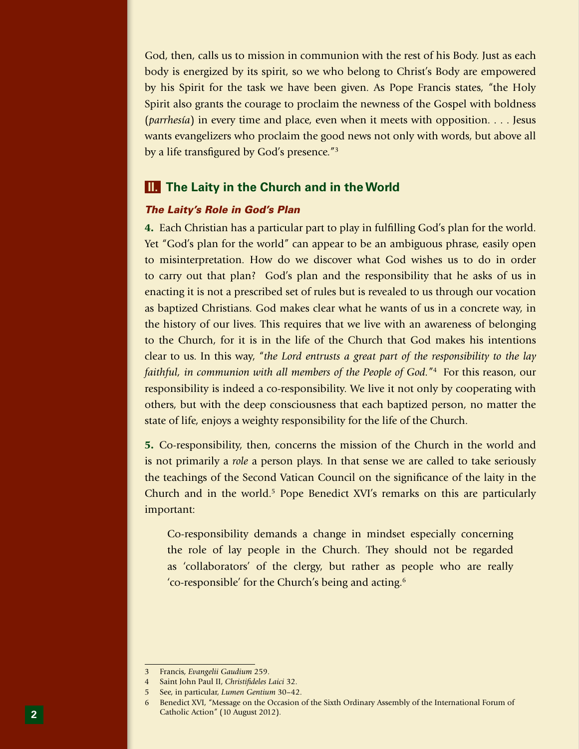God, then, calls us to mission in communion with the rest of his Body. Just as each body is energized by its spirit, so we who belong to Christ's Body are empowered by his Spirit for the task we have been given. As Pope Francis states, "the Holy Spirit also grants the courage to proclaim the newness of the Gospel with boldness (*parrhesía*) in every time and place, even when it meets with opposition. . . . Jesus wants evangelizers who proclaim the good news not only with words, but above all by a life transfigured by God's presence."[3]

## II. The Laity in the Church and in the World

### *The Laity's Role in God's Plan*

**4.** Each Christian has a particular part to play in fulfilling God's plan for the world. Yet "God's plan for the world" can appear to be an ambiguous phrase, easily open to misinterpretation. How do we discover what God wishes us to do in order to carry out that plan? God's plan and the responsibility that he asks of us in enacting it is not a prescribed set of rules but is revealed to us through our vocation as baptized Christians. God makes clear what he wants of us in a concrete way, in the history of our lives. This requires that we live with an awareness of belonging to the Church, for it is in the life of the Church that God makes his intentions clear to us. In this way, "*the Lord entrusts a great part of the responsibility to the lay faithful, in communion with all members of the People of God.*"[4] For this reason, our responsibility is indeed a co-responsibility. We live it not only by cooperating with others, but with the deep consciousness that each baptized person, no matter the state of life, enjoys a weighty responsibility for the life of the Church.

**5.** Co-responsibility, then, concerns the mission of the Church in the world and is not primarily a *role* a person plays. In that sense we are called to take seriously the teachings of the Second Vatican Council on the significance of the laity in the Church and in the world.[5] Pope Benedict XVI's remarks on this are particularly important:

> Co-responsibility demands a change in mindset especially concerning the role of lay people in the Church. They should not be regarded as 'collaborators' of the clergy, but rather as people who are really 'co-responsible' for the Church's being and acting.[6]

---

3 Francis, *Evangelii Gaudium* 259.

4 Saint John Paul II, *Christifideles Laici* 32.

5 See, in particular, *Lumen Gentium* 30–42.

6 Benedict XVI, "Message on the Occasion of the Sixth Ordinary Assembly of the International Forum of Catholic Action" (10 August 2012).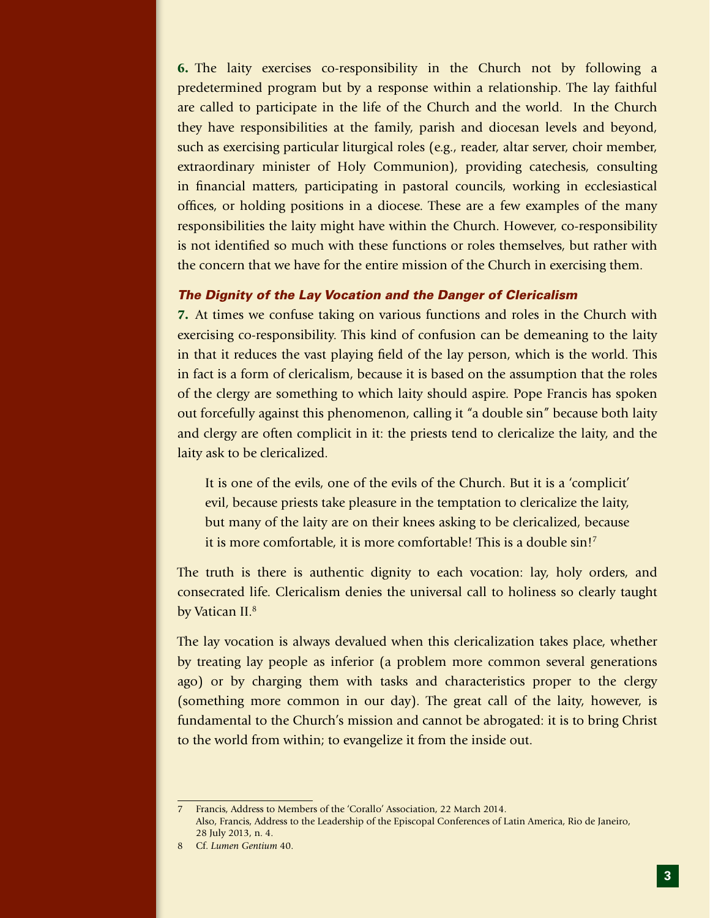**6.** The laity exercises co-responsibility in the Church not by following a predetermined program but by a response within a relationship. The lay faithful are called to participate in the life of the Church and the world. In the Church they have responsibilities at the family, parish and diocesan levels and beyond, such as exercising particular liturgical roles (e.g., reader, altar server, choir member, extraordinary minister of Holy Communion), providing catechesis, consulting in financial matters, participating in pastoral councils, working in ecclesiastical offices, or holding positions in a diocese. These are a few examples of the many responsibilities the laity might have within the Church. However, co-responsibility is not identified so much with these functions or roles themselves, but rather with the concern that we have for the entire mission of the Church in exercising them.

### *The Dignity of the Lay Vocation and the Danger of Clericalism*

**7.** At times we confuse taking on various functions and roles in the Church with exercising co-responsibility. This kind of confusion can be demeaning to the laity in that it reduces the vast playing field of the lay person, which is the world. This in fact is a form of clericalism, because it is based on the assumption that the roles of the clergy are something to which laity should aspire. Pope Francis has spoken out forcefully against this phenomenon, calling it "a double sin" because both laity and clergy are often complicit in it: the priests tend to clericalize the laity, and the laity ask to be clericalized.

> It is one of the evils, one of the evils of the Church. But it is a 'complicit' evil, because priests take pleasure in the temptation to clericalize the laity, but many of the laity are on their knees asking to be clericalized, because it is more comfortable, it is more comfortable! This is a double sin![7]

The truth is there is authentic dignity to each vocation: lay, holy orders, and consecrated life. Clericalism denies the universal call to holiness so clearly taught by Vatican II.[8]

The lay vocation is always devalued when this clericalization takes place, whether by treating lay people as inferior (a problem more common several generations ago) or by charging them with tasks and characteristics proper to the clergy (something more common in our day). The great call of the laity, however, is fundamental to the Church's mission and cannot be abrogated: it is to bring Christ to the world from within; to evangelize it from the inside out.

---

7 Francis, Address to Members of the 'Corallo' Association, 22 March 2014.
Also, Francis, Address to the Leadership of the Episcopal Conferences of Latin America, Rio de Janeiro, 28 July 2013, n. 4.

8 Cf. *Lumen Gentium* 40.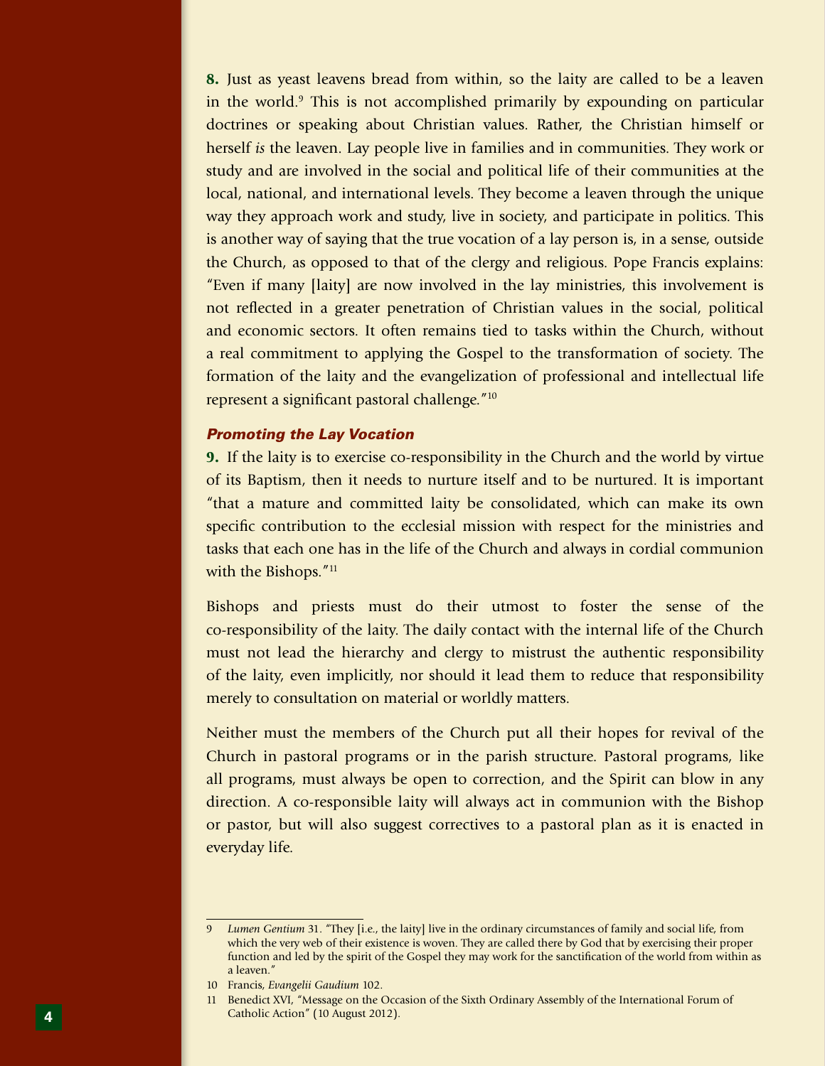**8.** Just as yeast leavens bread from within, so the laity are called to be a leaven in the world.[9] This is not accomplished primarily by expounding on particular doctrines or speaking about Christian values. Rather, the Christian himself or herself *is* the leaven. Lay people live in families and in communities. They work or study and are involved in the social and political life of their communities at the local, national, and international levels. They become a leaven through the unique way they approach work and study, live in society, and participate in politics. This is another way of saying that the true vocation of a lay person is, in a sense, outside the Church, as opposed to that of the clergy and religious. Pope Francis explains: "Even if many [laity] are now involved in the lay ministries, this involvement is not reflected in a greater penetration of Christian values in the social, political and economic sectors. It often remains tied to tasks within the Church, without a real commitment to applying the Gospel to the transformation of society. The formation of the laity and the evangelization of professional and intellectual life represent a significant pastoral challenge."[10]

### *Promoting the Lay Vocation*

**9.** If the laity is to exercise co-responsibility in the Church and the world by virtue of its Baptism, then it needs to nurture itself and to be nurtured. It is important "that a mature and committed laity be consolidated, which can make its own specific contribution to the ecclesial mission with respect for the ministries and tasks that each one has in the life of the Church and always in cordial communion with the Bishops."[11]

Bishops and priests must do their utmost to foster the sense of the co-responsibility of the laity. The daily contact with the internal life of the Church must not lead the hierarchy and clergy to mistrust the authentic responsibility of the laity, even implicitly, nor should it lead them to reduce that responsibility merely to consultation on material or worldly matters.

Neither must the members of the Church put all their hopes for revival of the Church in pastoral programs or in the parish structure. Pastoral programs, like all programs, must always be open to correction, and the Spirit can blow in any direction. A co-responsible laity will always act in communion with the Bishop or pastor, but will also suggest correctives to a pastoral plan as it is enacted in everyday life.

---

9 *Lumen Gentium* 31. "They [i.e., the laity] live in the ordinary circumstances of family and social life, from which the very web of their existence is woven. They are called there by God that by exercising their proper function and led by the spirit of the Gospel they may work for the sanctification of the world from within as a leaven."

10 Francis, *Evangelii Gaudium* 102.

11 Benedict XVI, "Message on the Occasion of the Sixth Ordinary Assembly of the International Forum of Catholic Action" (10 August 2012).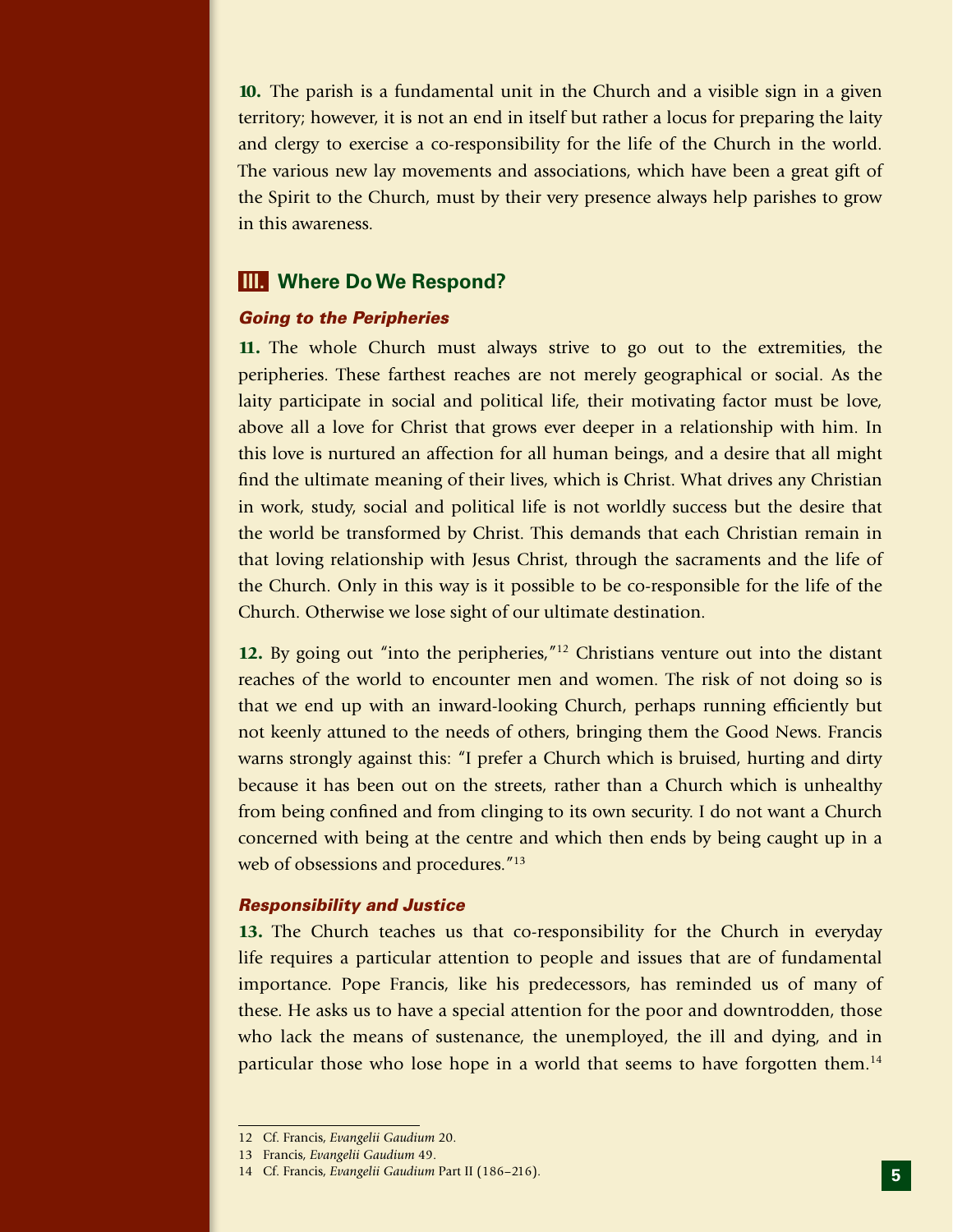**10.** The parish is a fundamental unit in the Church and a visible sign in a given territory; however, it is not an end in itself but rather a locus for preparing the laity and clergy to exercise a co-responsibility for the life of the Church in the world. The various new lay movements and associations, which have been a great gift of the Spirit to the Church, must by their very presence always help parishes to grow in this awareness.

## III. Where Do We Respond?

### *Going to the Peripheries*

**11.** The whole Church must always strive to go out to the extremities, the peripheries. These farthest reaches are not merely geographical or social. As the laity participate in social and political life, their motivating factor must be love, above all a love for Christ that grows ever deeper in a relationship with him. In this love is nurtured an affection for all human beings, and a desire that all might find the ultimate meaning of their lives, which is Christ. What drives any Christian in work, study, social and political life is not worldly success but the desire that the world be transformed by Christ. This demands that each Christian remain in that loving relationship with Jesus Christ, through the sacraments and the life of the Church. Only in this way is it possible to be co-responsible for the life of the Church. Otherwise we lose sight of our ultimate destination.

**12.** By going out "into the peripheries,"[12] Christians venture out into the distant reaches of the world to encounter men and women. The risk of not doing so is that we end up with an inward-looking Church, perhaps running efficiently but not keenly attuned to the needs of others, bringing them the Good News. Francis warns strongly against this: "I prefer a Church which is bruised, hurting and dirty because it has been out on the streets, rather than a Church which is unhealthy from being confined and from clinging to its own security. I do not want a Church concerned with being at the centre and which then ends by being caught up in a web of obsessions and procedures."[13]

### *Responsibility and Justice*

**13.** The Church teaches us that co-responsibility for the Church in everyday life requires a particular attention to people and issues that are of fundamental importance. Pope Francis, like his predecessors, has reminded us of many of these. He asks us to have a special attention for the poor and downtrodden, those who lack the means of sustenance, the unemployed, the ill and dying, and in particular those who lose hope in a world that seems to have forgotten them.[14]

---

12 Cf. Francis, *Evangelii Gaudium* 20.

13 Francis, *Evangelii Gaudium* 49.

14 Cf. Francis, *Evangelii Gaudium* Part II (186–216).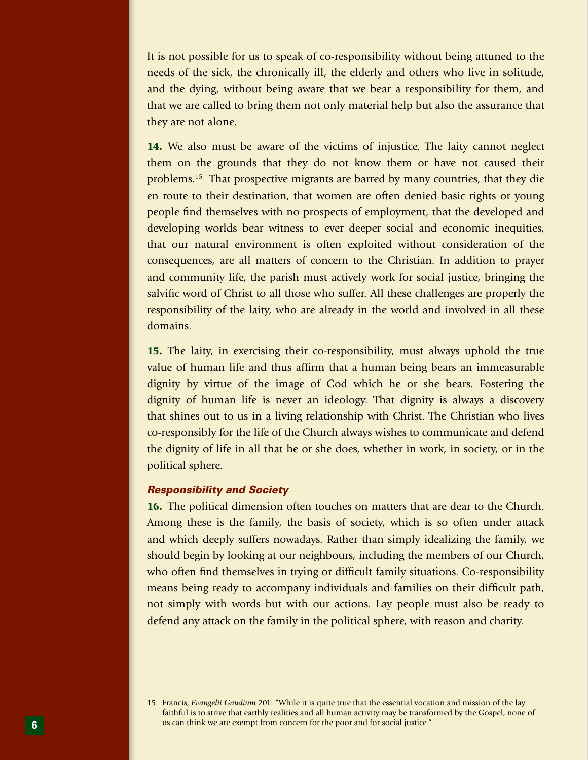It is not possible for us to speak of co-responsibility without being attuned to the needs of the sick, the chronically ill, the elderly and others who live in solitude, and the dying, without being aware that we bear a responsibility for them, and that we are called to bring them not only material help but also the assurance that they are not alone.

**14.** We also must be aware of the victims of injustice. The laity cannot neglect them on the grounds that they do not know them or have not caused their problems.[15] That prospective migrants are barred by many countries, that they die en route to their destination, that women are often denied basic rights or young people find themselves with no prospects of employment, that the developed and developing worlds bear witness to ever deeper social and economic inequities, that our natural environment is often exploited without consideration of the consequences, are all matters of concern to the Christian. In addition to prayer and community life, the parish must actively work for social justice, bringing the salvific word of Christ to all those who suffer. All these challenges are properly the responsibility of the laity, who are already in the world and involved in all these domains.

**15.** The laity, in exercising their co-responsibility, must always uphold the true value of human life and thus affirm that a human being bears an immeasurable dignity by virtue of the image of God which he or she bears. Fostering the dignity of human life is never an ideology. That dignity is always a discovery that shines out to us in a living relationship with Christ. The Christian who lives co-responsibly for the life of the Church always wishes to communicate and defend the dignity of life in all that he or she does, whether in work, in society, or in the political sphere.

### *Responsibility and Society*

**16.** The political dimension often touches on matters that are dear to the Church. Among these is the family, the basis of society, which is so often under attack and which deeply suffers nowadays. Rather than simply idealizing the family, we should begin by looking at our neighbours, including the members of our Church, who often find themselves in trying or difficult family situations. Co-responsibility means being ready to accompany individuals and families on their difficult path, not simply with words but with our actions. Lay people must also be ready to defend any attack on the family in the political sphere, with reason and charity.

---

15 Francis, *Evangelii Gaudium* 201: "While it is quite true that the essential vocation and mission of the lay faithful is to strive that earthly realities and all human activity may be transformed by the Gospel, none of us can think we are exempt from concern for the poor and for social justice."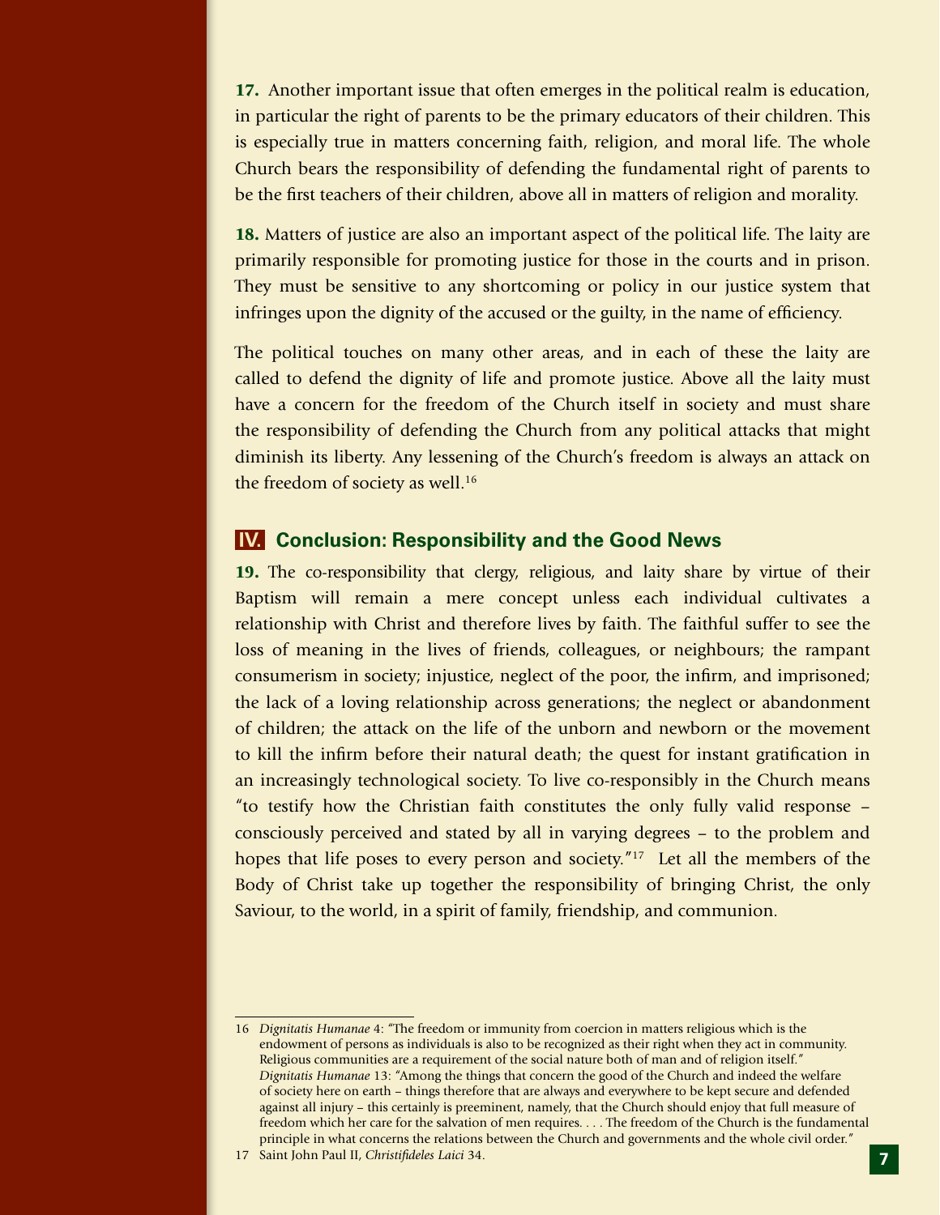**17.** Another important issue that often emerges in the political realm is education, in particular the right of parents to be the primary educators of their children. This is especially true in matters concerning faith, religion, and moral life. The whole Church bears the responsibility of defending the fundamental right of parents to be the first teachers of their children, above all in matters of religion and morality.

**18.** Matters of justice are also an important aspect of the political life. The laity are primarily responsible for promoting justice for those in the courts and in prison. They must be sensitive to any shortcoming or policy in our justice system that infringes upon the dignity of the accused or the guilty, in the name of efficiency.

The political touches on many other areas, and in each of these the laity are called to defend the dignity of life and promote justice. Above all the laity must have a concern for the freedom of the Church itself in society and must share the responsibility of defending the Church from any political attacks that might diminish its liberty. Any lessening of the Church's freedom is always an attack on the freedom of society as well.[16]

## IV. Conclusion: Responsibility and the Good News

**19.** The co-responsibility that clergy, religious, and laity share by virtue of their Baptism will remain a mere concept unless each individual cultivates a relationship with Christ and therefore lives by faith. The faithful suffer to see the loss of meaning in the lives of friends, colleagues, or neighbours; the rampant consumerism in society; injustice, neglect of the poor, the infirm, and imprisoned; the lack of a loving relationship across generations; the neglect or abandonment of children; the attack on the life of the unborn and newborn or the movement to kill the infirm before their natural death; the quest for instant gratification in an increasingly technological society. To live co-responsibly in the Church means "to testify how the Christian faith constitutes the only fully valid response – consciously perceived and stated by all in varying degrees – to the problem and hopes that life poses to every person and society."[17] Let all the members of the Body of Christ take up together the responsibility of bringing Christ, the only Saviour, to the world, in a spirit of family, friendship, and communion.

---

16 *Dignitatis Humanae* 4: "The freedom or immunity from coercion in matters religious which is the endowment of persons as individuals is also to be recognized as their right when they act in community. Religious communities are a requirement of the social nature both of man and of religion itself." *Dignitatis Humanae* 13: "Among the things that concern the good of the Church and indeed the welfare of society here on earth – things therefore that are always and everywhere to be kept secure and defended against all injury – this certainly is preeminent, namely, that the Church should enjoy that full measure of freedom which her care for the salvation of men requires. . . . The freedom of the Church is the fundamental principle in what concerns the relations between the Church and governments and the whole civil order."

17 Saint John Paul II, *Christifideles Laici* 34.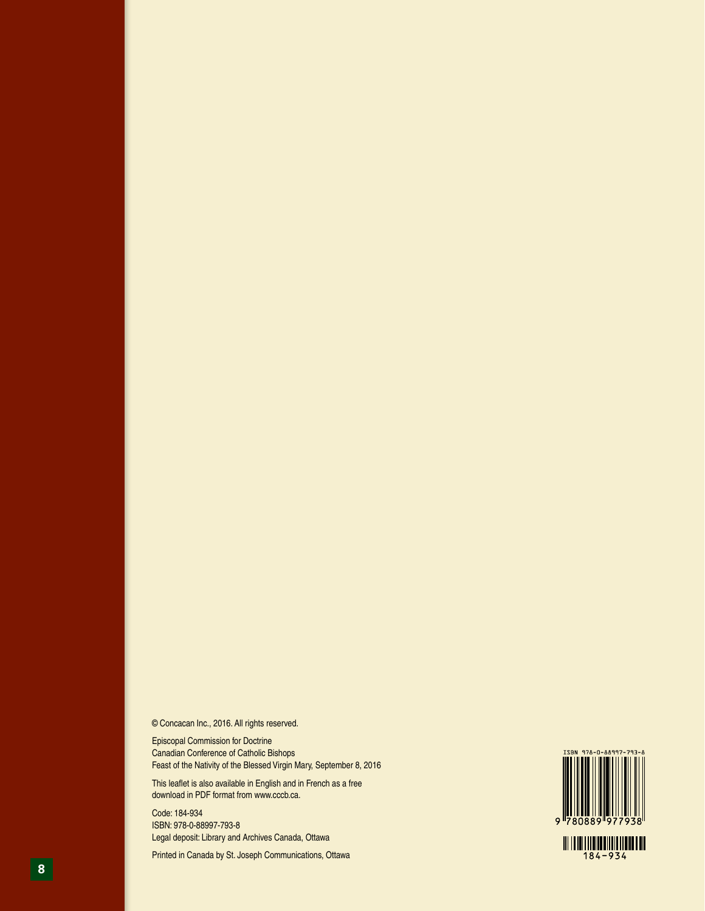© Concacan Inc., 2016. All rights reserved.

Episcopal Commission for Doctrine
Canadian Conference of Catholic Bishops
Feast of the Nativity of the Blessed Virgin Mary, September 8, 2016

This leaflet is also available in English and in French as a free download in PDF format from www.cccb.ca.

Code: 184-934
ISBN: 978-0-88997-793-8
Legal deposit: Library and Archives Canada, Ottawa

Printed in Canada by St. Joseph Communications, Ottawa

ISBN 978-0-88997-793-8

9 780889 977938

184-934